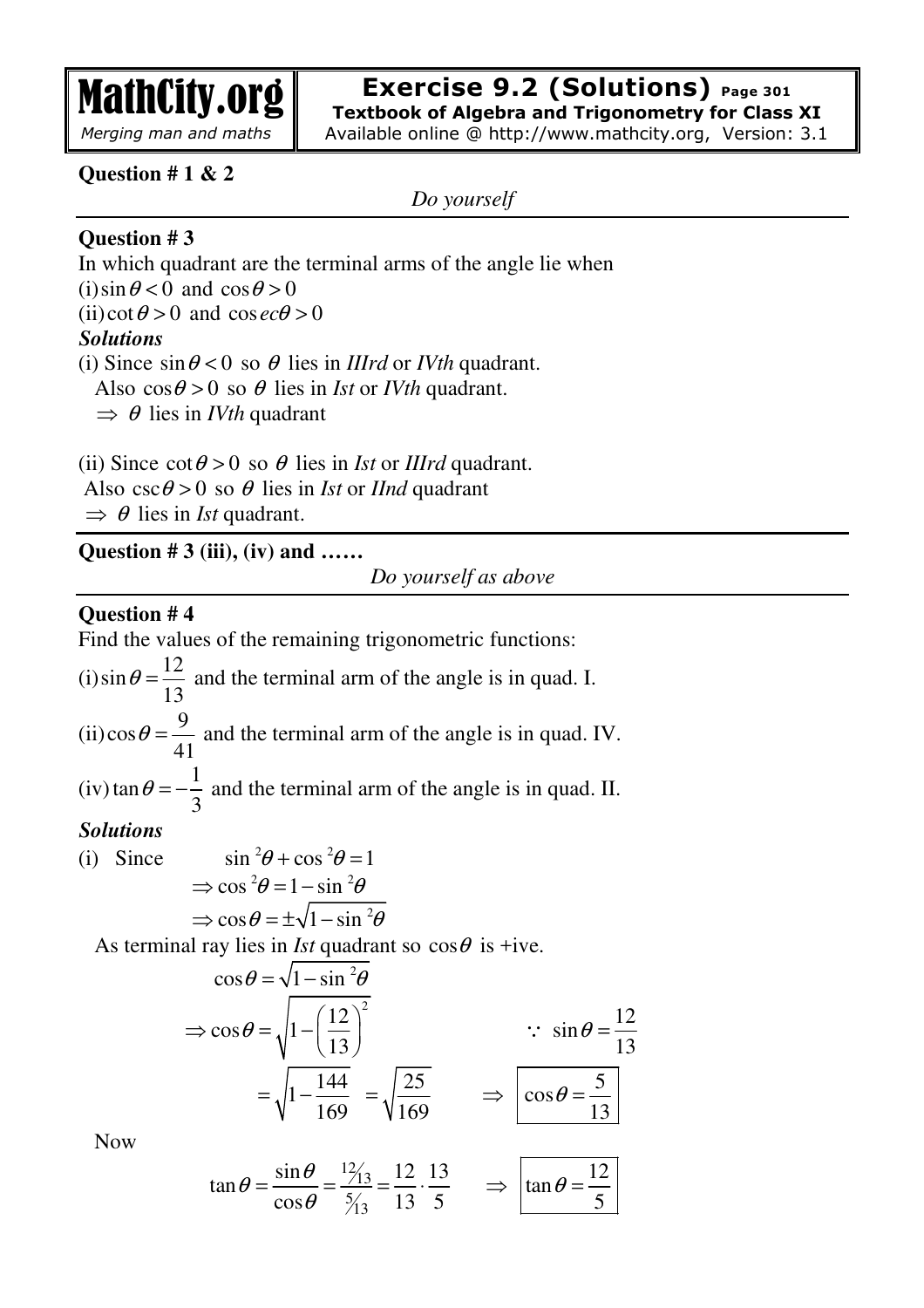# MathCity.org

*Merging man and maths*

## Exercise 9.2 (Solutions) Page 301

**Textbook of Algebra and Trigonometry for Class XI**

Available online @ http://www.mathcity.org, Version: 3.1

**Question # 1 & 2**

*Do yourself*

---

**Question # 3**

In which quadrant are the terminal arms of the angle lie when

(i) $\sin\theta < 0$ and $\cos\theta > 0$

(ii) $\cot\theta > 0$ and $\operatorname{cosec}\theta > 0$

***Solutions***

(i) Since $\sin\theta < 0$ so $\theta$ lies in *IIIrd* or *IVth* quadrant.

Also $\cos\theta > 0$ so $\theta$ lies in *Ist* or *IVth* quadrant.

$\Rightarrow$ $\theta$ lies in *IVth* quadrant

(ii) Since $\cot\theta > 0$ so $\theta$ lies in *Ist* or *IIIrd* quadrant.

Also $\csc\theta > 0$ so $\theta$ lies in *Ist* or *IInd* quadrant

$\Rightarrow$ $\theta$ lies in *Ist* quadrant.

---

**Question # 3 (iii), (iv) and ……**

*Do yourself as above*

---

**Question # 4**

Find the values of the remaining trigonometric functions:

(i) $\sin\theta = \dfrac{12}{13}$ and the terminal arm of the angle is in quad. I.

(ii) $\cos\theta = \dfrac{9}{41}$ and the terminal arm of the angle is in quad. IV.

(iv) $\tan\theta = -\dfrac{1}{3}$ and the terminal arm of the angle is in quad. II.

***Solutions***

(i) Since

$$\sin^2\theta + \cos^2\theta = 1$$

$$\Rightarrow \cos^2\theta = 1 - \sin^2\theta$$

$$\Rightarrow \cos\theta = \pm\sqrt{1-\sin^2\theta}$$

As terminal ray lies in *Ist* quadrant so $\cos\theta$ is +ive.

$$\cos\theta = \sqrt{1-\sin^2\theta}$$

$$\Rightarrow \cos\theta = \sqrt{1-\left(\frac{12}{13}\right)^2} \qquad \because \ \sin\theta = \frac{12}{13}$$

$$= \sqrt{1-\frac{144}{169}} = \sqrt{\frac{25}{169}} \qquad \Rightarrow \boxed{\cos\theta = \frac{5}{13}}$$

Now

$$\tan\theta = \frac{\sin\theta}{\cos\theta} = \frac{12/13}{5/13} = \frac{12}{13}\cdot\frac{13}{5} \qquad \Rightarrow \boxed{\tan\theta = \frac{12}{5}}$$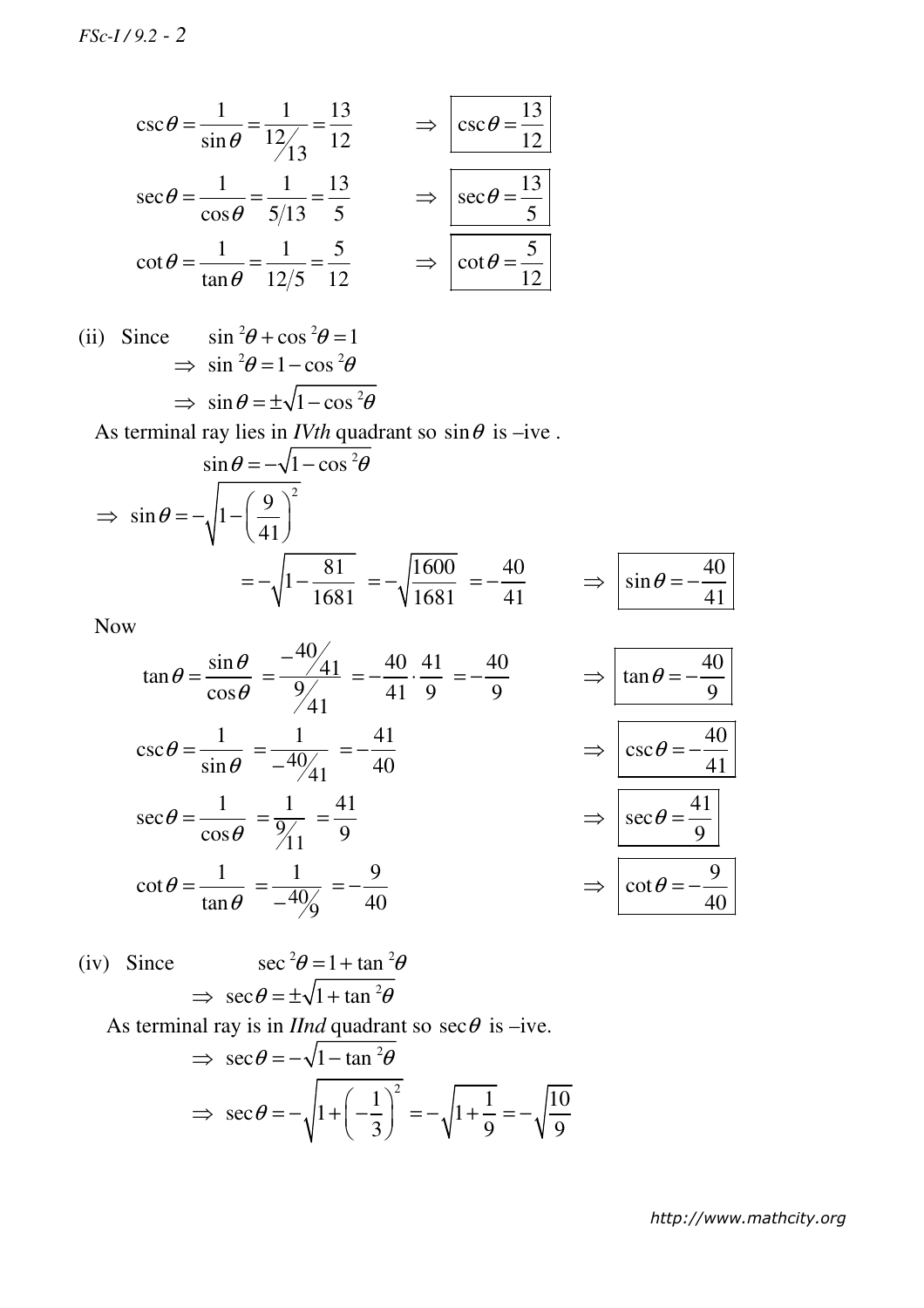$$\csc\theta = \frac{1}{\sin\theta} = \frac{1}{12/13} = \frac{13}{12} \qquad \Rightarrow \boxed{\csc\theta = \frac{13}{12}}$$

$$\sec\theta = \frac{1}{\cos\theta} = \frac{1}{5/13} = \frac{13}{5} \qquad \Rightarrow \boxed{\sec\theta = \frac{13}{5}}$$

$$\cot\theta = \frac{1}{\tan\theta} = \frac{1}{12/5} = \frac{5}{12} \qquad \Rightarrow \boxed{\cot\theta = \frac{5}{12}}$$

(ii) Since $\quad \sin^2\theta + \cos^2\theta = 1$

$$\Rightarrow \sin^2\theta = 1 - \cos^2\theta$$

$$\Rightarrow \sin\theta = \pm\sqrt{1 - \cos^2\theta}$$

As terminal ray lies in *IVth* quadrant so $\sin\theta$ is –ive .

$$\sin\theta = -\sqrt{1 - \cos^2\theta}$$

$$\Rightarrow \sin\theta = -\sqrt{1 - \left(\frac{9}{41}\right)^2}$$

$$= -\sqrt{1 - \frac{81}{1681}} = -\sqrt{\frac{1600}{1681}} = -\frac{40}{41} \qquad \Rightarrow \boxed{\sin\theta = -\frac{40}{41}}$$

Now

$$\tan\theta = \frac{\sin\theta}{\cos\theta} = \frac{-40/41}{9/41} = -\frac{40}{41}\cdot\frac{41}{9} = -\frac{40}{9} \qquad \Rightarrow \boxed{\tan\theta = -\frac{40}{9}}$$

$$\csc\theta = \frac{1}{\sin\theta} = \frac{1}{-40/41} = -\frac{41}{40} \qquad \Rightarrow \boxed{\csc\theta = -\frac{40}{41}}$$

$$\sec\theta = \frac{1}{\cos\theta} = \frac{1}{9/11} = \frac{41}{9} \qquad \Rightarrow \boxed{\sec\theta = \frac{41}{9}}$$

$$\cot\theta = \frac{1}{\tan\theta} = \frac{1}{-40/9} = -\frac{9}{40} \qquad \Rightarrow \boxed{\cot\theta = -\frac{9}{40}}$$

(iv) Since $\quad \sec^2\theta = 1 + \tan^2\theta$

$$\Rightarrow \sec\theta = \pm\sqrt{1 + \tan^2\theta}$$

As terminal ray is in *IInd* quadrant so $\sec\theta$ is –ive.

$$\Rightarrow \sec\theta = -\sqrt{1 - \tan^2\theta}$$

$$\Rightarrow \sec\theta = -\sqrt{1 + \left(-\frac{1}{3}\right)^2} = -\sqrt{1 + \frac{1}{9}} = -\sqrt{\frac{10}{9}}$$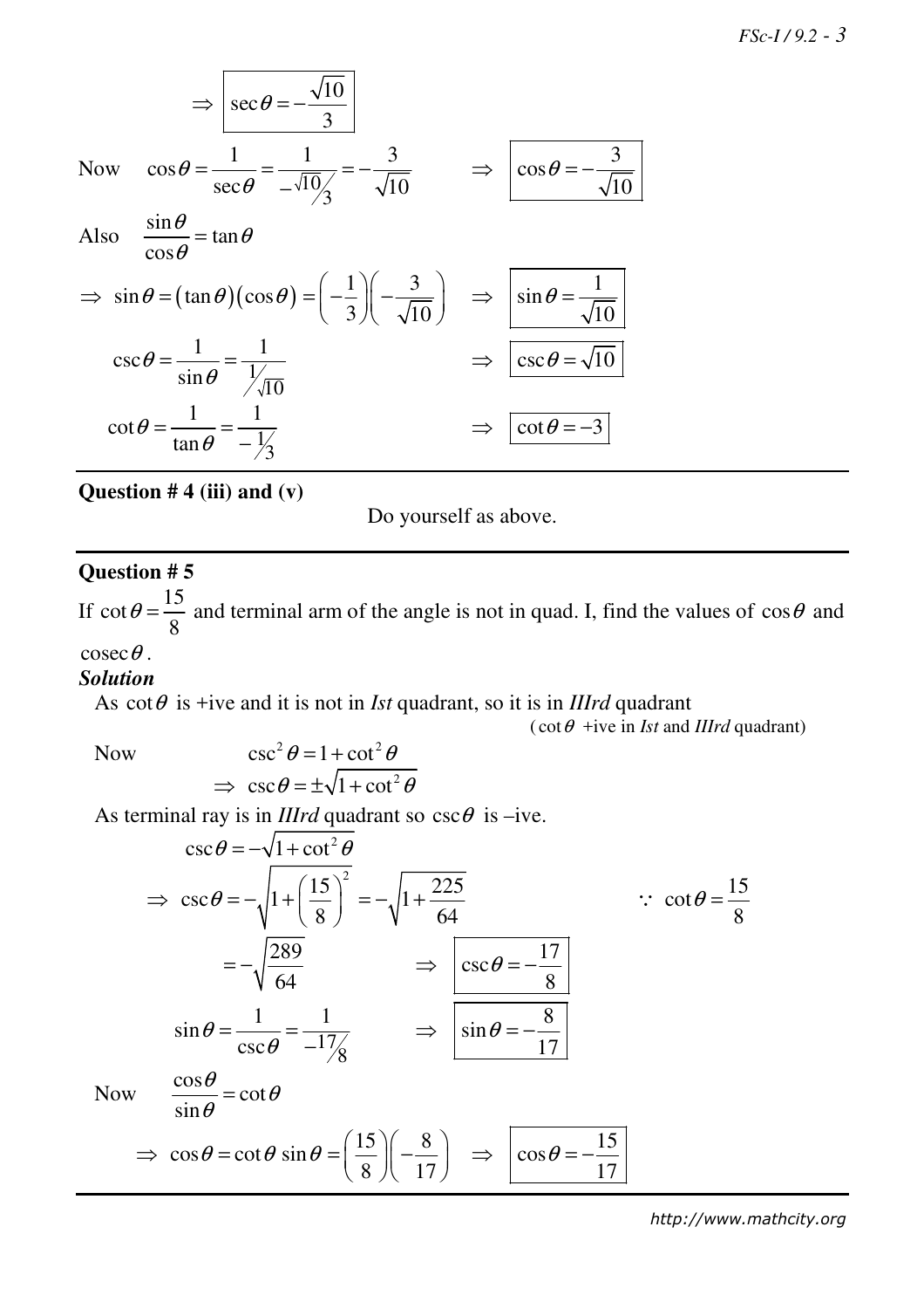$$\Rightarrow \boxed{\sec\theta = -\frac{\sqrt{10}}{3}}$$

Now $\cos\theta = \dfrac{1}{\sec\theta} = \dfrac{1}{-\sqrt{10}/3} = -\dfrac{3}{\sqrt{10}}$ $\Rightarrow$ $\boxed{\cos\theta = -\dfrac{3}{\sqrt{10}}}$

Also $\dfrac{\sin\theta}{\cos\theta} = \tan\theta$

$\Rightarrow \sin\theta = (\tan\theta)(\cos\theta) = \left(-\dfrac{1}{3}\right)\left(-\dfrac{3}{\sqrt{10}}\right)$ $\Rightarrow$ $\boxed{\sin\theta = \dfrac{1}{\sqrt{10}}}$

$\csc\theta = \dfrac{1}{\sin\theta} = \dfrac{1}{1/\sqrt{10}}$ $\Rightarrow$ $\boxed{\csc\theta = \sqrt{10}}$

$\cot\theta = \dfrac{1}{\tan\theta} = \dfrac{1}{-1/3}$ $\Rightarrow$ $\boxed{\cot\theta = -3}$

---

**Question # 4 (iii) and (v)**

Do yourself as above.

---

**Question # 5**

If $\cot\theta = \dfrac{15}{8}$ and terminal arm of the angle is not in quad. I, find the values of $\cos\theta$ and $\operatorname{cosec}\theta$.

***Solution***

As $\cot\theta$ is +ive and it is not in *Ist* quadrant, so it is in *IIIrd* quadrant

($\cot\theta$ +ive in *Ist* and *IIIrd* quadrant)

Now $\csc^2\theta = 1 + \cot^2\theta$

$\Rightarrow \csc\theta = \pm\sqrt{1 + \cot^2\theta}$

As terminal ray is in *IIIrd* quadrant so $\csc\theta$ is –ive.

$\csc\theta = -\sqrt{1 + \cot^2\theta}$

$\Rightarrow \csc\theta = -\sqrt{1 + \left(\dfrac{15}{8}\right)^2} = -\sqrt{1 + \dfrac{225}{64}}$ $\qquad \because \cot\theta = \dfrac{15}{8}$

$= -\sqrt{\dfrac{289}{64}}$ $\Rightarrow$ $\boxed{\csc\theta = -\dfrac{17}{8}}$

$\sin\theta = \dfrac{1}{\csc\theta} = \dfrac{1}{-17/8}$ $\Rightarrow$ $\boxed{\sin\theta = -\dfrac{8}{17}}$

Now $\dfrac{\cos\theta}{\sin\theta} = \cot\theta$

$\Rightarrow \cos\theta = \cot\theta\,\sin\theta = \left(\dfrac{15}{8}\right)\left(-\dfrac{8}{17}\right)$ $\Rightarrow$ $\boxed{\cos\theta = -\dfrac{15}{17}}$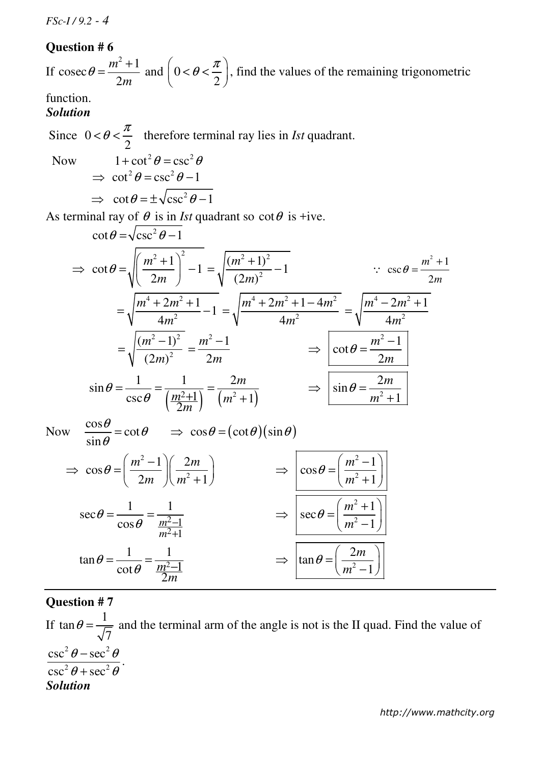**Question # 6**

If $\text{cosec}\,\theta = \dfrac{m^2+1}{2m}$ and $\left(0 < \theta < \dfrac{\pi}{2}\right)$, find the values of the remaining trigonometric function.

***Solution***

Since $0 < \theta < \dfrac{\pi}{2}$ therefore terminal ray lies in *Ist* quadrant.

Now $\quad 1 + \cot^2\theta = \csc^2\theta$

$$\Rightarrow \cot^2\theta = \csc^2\theta - 1$$

$$\Rightarrow \cot\theta = \pm\sqrt{\csc^2\theta - 1}$$

As terminal ray of $\theta$ is in *Ist* quadrant so $\cot\theta$ is +ive.

$$\cot\theta = \sqrt{\csc^2\theta - 1}$$

$$\Rightarrow \cot\theta = \sqrt{\left(\frac{m^2+1}{2m}\right)^2 - 1} = \sqrt{\frac{(m^2+1)^2}{(2m)^2} - 1} \qquad \because \csc\theta = \frac{m^2+1}{2m}$$

$$= \sqrt{\frac{m^4+2m^2+1}{4m^2} - 1} = \sqrt{\frac{m^4+2m^2+1-4m^2}{4m^2}} = \sqrt{\frac{m^4-2m^2+1}{4m^2}}$$

$$= \sqrt{\frac{(m^2-1)^2}{(2m)^2}} = \frac{m^2-1}{2m} \qquad \Rightarrow \boxed{\cot\theta = \frac{m^2-1}{2m}}$$

$$\sin\theta = \frac{1}{\csc\theta} = \frac{1}{\left(\frac{m^2+1}{2m}\right)} = \frac{2m}{\left(m^2+1\right)} \qquad \Rightarrow \boxed{\sin\theta = \frac{2m}{m^2+1}}$$

Now $\quad \dfrac{\cos\theta}{\sin\theta} = \cot\theta \quad \Rightarrow \cos\theta = (\cot\theta)(\sin\theta)$

$$\Rightarrow \cos\theta = \left(\frac{m^2-1}{2m}\right)\left(\frac{2m}{m^2+1}\right) \qquad \Rightarrow \boxed{\cos\theta = \left(\frac{m^2-1}{m^2+1}\right)}$$

$$\sec\theta = \frac{1}{\cos\theta} = \frac{1}{\frac{m^2-1}{m^2+1}} \qquad \Rightarrow \boxed{\sec\theta = \left(\frac{m^2+1}{m^2-1}\right)}$$

$$\tan\theta = \frac{1}{\cot\theta} = \frac{1}{\frac{m^2-1}{2m}} \qquad \Rightarrow \boxed{\tan\theta = \left(\frac{2m}{m^2-1}\right)}$$

---

**Question # 7**

If $\tan\theta = \dfrac{1}{\sqrt{7}}$ and the terminal arm of the angle is not is the II quad. Find the value of $\dfrac{\csc^2\theta - \sec^2\theta}{\csc^2\theta + \sec^2\theta}$.

***Solution***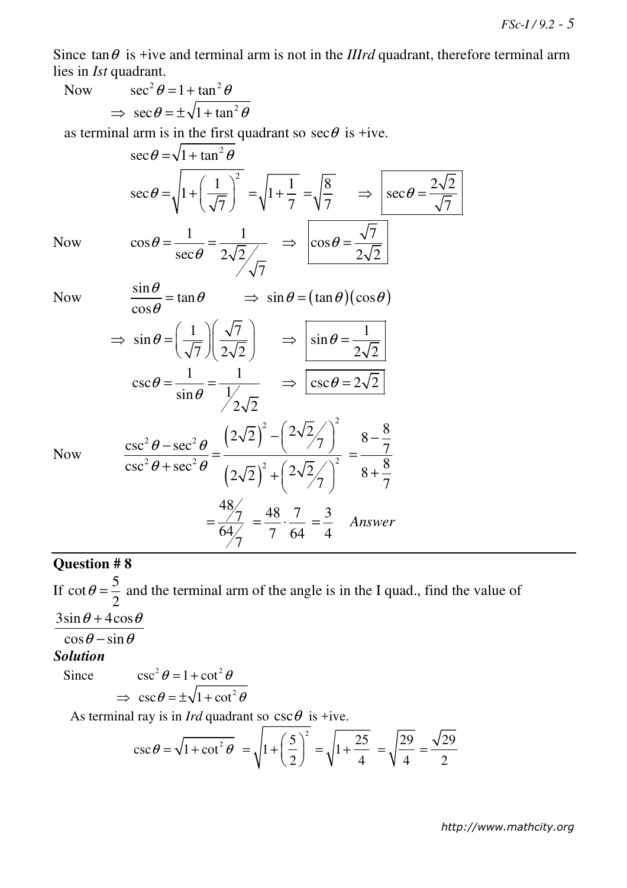Since $\tan\theta$ is +ive and terminal arm is not in the *IIIrd* quadrant, therefore terminal arm lies in *Ist* quadrant.

Now $\quad \sec^2\theta = 1 + \tan^2\theta$

$$\Rightarrow \sec\theta = \pm\sqrt{1+\tan^2\theta}$$

as terminal arm is in the first quadrant so $\sec\theta$ is +ive.

$$\sec\theta = \sqrt{1+\tan^2\theta}$$

$$\sec\theta = \sqrt{1+\left(\frac{1}{\sqrt{7}}\right)^2} = \sqrt{1+\frac{1}{7}} = \sqrt{\frac{8}{7}} \quad \Rightarrow \quad \boxed{\sec\theta = \frac{2\sqrt{2}}{\sqrt{7}}}$$

Now $\quad \cos\theta = \dfrac{1}{\sec\theta} = \dfrac{1}{2\sqrt{2}/\sqrt{7}} \quad \Rightarrow \quad \boxed{\cos\theta = \dfrac{\sqrt{7}}{2\sqrt{2}}}$

Now $\quad \dfrac{\sin\theta}{\cos\theta} = \tan\theta \qquad \Rightarrow \sin\theta = (\tan\theta)(\cos\theta)$

$$\Rightarrow \sin\theta = \left(\frac{1}{\sqrt{7}}\right)\left(\frac{\sqrt{7}}{2\sqrt{2}}\right) \quad \Rightarrow \quad \boxed{\sin\theta = \frac{1}{2\sqrt{2}}}$$

$$\csc\theta = \frac{1}{\sin\theta} = \frac{1}{1/2\sqrt{2}} \quad \Rightarrow \quad \boxed{\csc\theta = 2\sqrt{2}}$$

Now $\quad \dfrac{\csc^2\theta - \sec^2\theta}{\csc^2\theta + \sec^2\theta} = \dfrac{\left(2\sqrt{2}\right)^2 - \left(2\sqrt{2}/7\right)^2}{\left(2\sqrt{2}\right)^2 + \left(2\sqrt{2}/7\right)^2} = \dfrac{8-\frac{8}{7}}{8+\frac{8}{7}}$

$$= \frac{48/7}{64/7} = \frac{48}{7}\cdot\frac{7}{64} = \frac{3}{4} \quad \textit{Answer}$$

---

### Question # 8

If $\cot\theta = \dfrac{5}{2}$ and the terminal arm of the angle is in the I quad., find the value of $\dfrac{3\sin\theta + 4\cos\theta}{\cos\theta - \sin\theta}$

***Solution***

Since $\quad \csc^2\theta = 1 + \cot^2\theta$

$$\Rightarrow \csc\theta = \pm\sqrt{1+\cot^2\theta}$$

As terminal ray is in *Ird* quadrant so $\csc\theta$ is +ive.

$$\csc\theta = \sqrt{1+\cot^2\theta} = \sqrt{1+\left(\frac{5}{2}\right)^2} = \sqrt{1+\frac{25}{4}} = \sqrt{\frac{29}{4}} = \frac{\sqrt{29}}{2}$$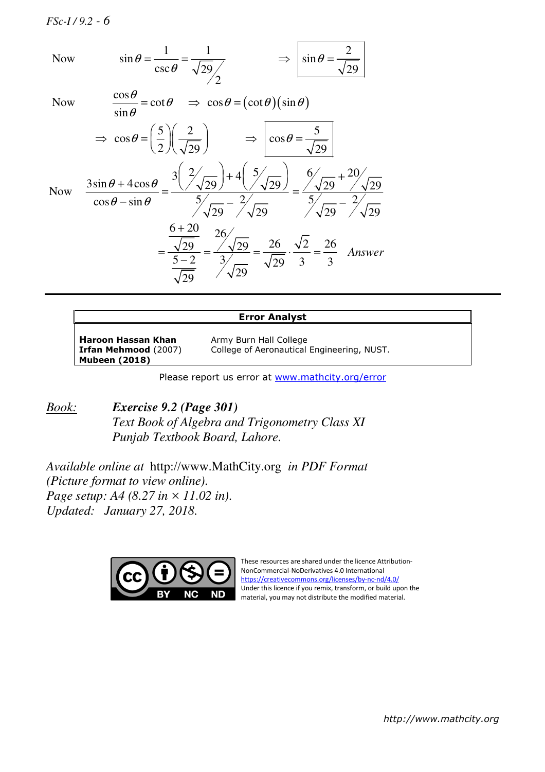Now $\quad \sin\theta = \dfrac{1}{\csc\theta} = \dfrac{1}{\sqrt{29}/2} \quad \Rightarrow \quad \boxed{\sin\theta = \dfrac{2}{\sqrt{29}}}$

Now $\quad \dfrac{\cos\theta}{\sin\theta} = \cot\theta \quad \Rightarrow \quad \cos\theta = (\cot\theta)(\sin\theta)$

$$\Rightarrow \cos\theta = \left(\frac{5}{2}\right)\left(\frac{2}{\sqrt{29}}\right) \quad \Rightarrow \quad \boxed{\cos\theta = \frac{5}{\sqrt{29}}}$$

Now $\quad \dfrac{3\sin\theta + 4\cos\theta}{\cos\theta - \sin\theta} = \dfrac{3\left(2/\sqrt{29}\right) + 4\left(5/\sqrt{29}\right)}{5/\sqrt{29} - 2/\sqrt{29}} = \dfrac{6/\sqrt{29} + 20/\sqrt{29}}{5/\sqrt{29} - 2/\sqrt{29}}$

$$= \frac{\frac{6+20}{\sqrt{29}}}{\frac{5-2}{\sqrt{29}}} = \frac{26/\sqrt{29}}{3/\sqrt{29}} = \frac{26}{\sqrt{29}} \cdot \frac{\sqrt{2}}{3} = \frac{26}{3} \quad \textit{Answer}$$

---

| Error Analyst | |
|---|---|
| **Haroon Hassan Khan** | Army Burn Hall College |
| **Irfan Mehmood** (2007) | College of Aeronautical Engineering, NUST. |
| **Mubeen (2018)** | |

Please report us error at www.mathcity.org/error

*Book:* ***Exercise 9.2 (Page 301)***
*Text Book of Algebra and Trigonometry Class XI*
*Punjab Textbook Board, Lahore.*

*Available online at* http://www.MathCity.org *in PDF Format*
*(Picture format to view online).*
*Page setup: A4 (8.27 in × 11.02 in).*
*Updated: January 27, 2018.*

These resources are shared under the licence Attribution-NonCommercial-NoDerivatives 4.0 International https://creativecommons.org/licenses/by-nc-nd/4.0/
Under this licence if you remix, transform, or build upon the material, you may not distribute the modified material.